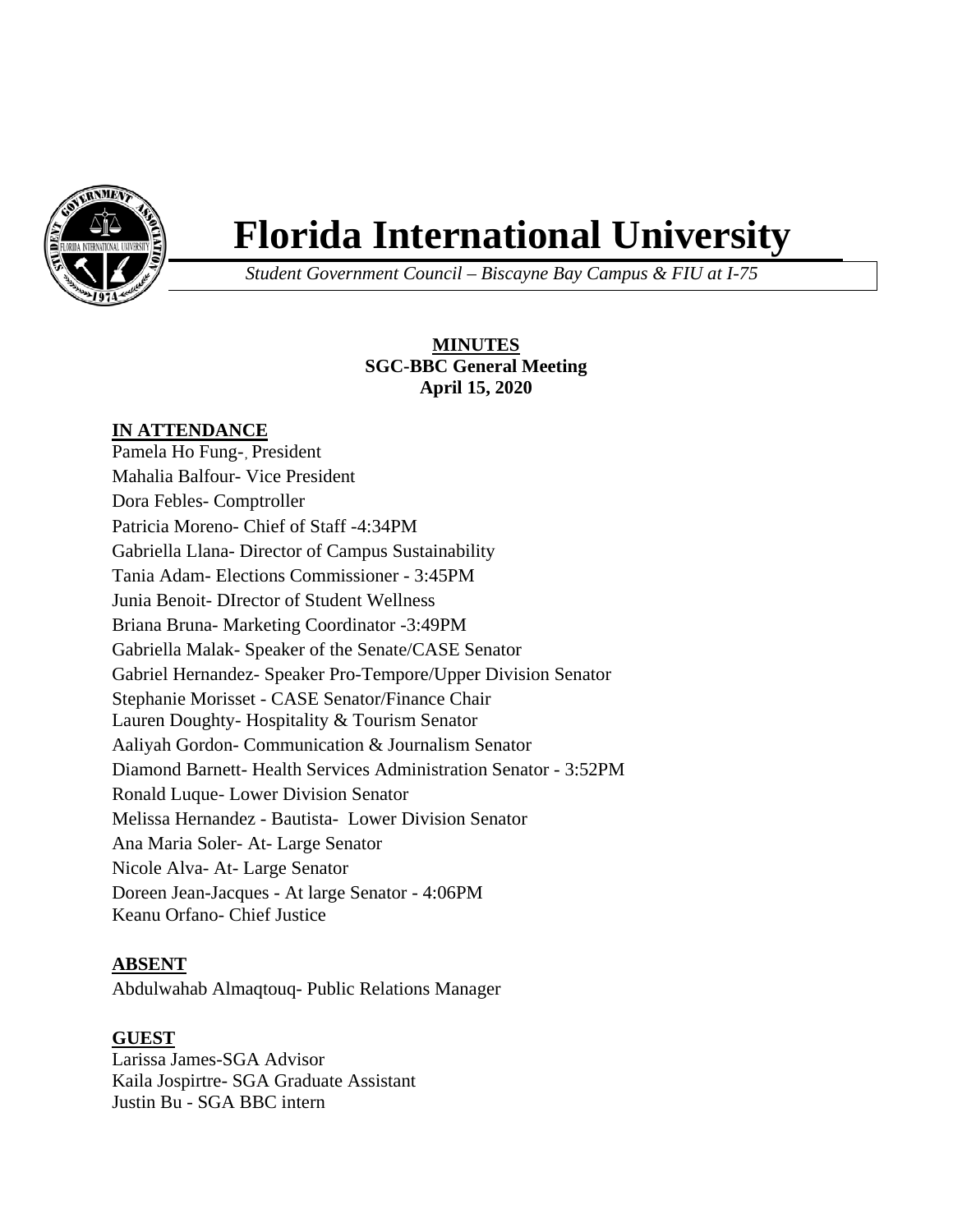# Florida International University

*Student Government Council – Biscayne Bay Campus & FIU at I-75*

**MINUTES**
**SGC-BBC General Meeting**
**April 15, 2020**

**IN ATTENDANCE**

Pamela Ho Fung-, President
Mahalia Balfour- Vice President
Dora Febles- Comptroller
Patricia Moreno- Chief of Staff -4:34PM
Gabriella Llana- Director of Campus Sustainability
Tania Adam- Elections Commissioner - 3:45PM
Junia Benoit- DIrector of Student Wellness
Briana Bruna- Marketing Coordinator -3:49PM
Gabriella Malak- Speaker of the Senate/CASE Senator
Gabriel Hernandez- Speaker Pro-Tempore/Upper Division Senator
Stephanie Morisset - CASE Senator/Finance Chair
Lauren Doughty- Hospitality & Tourism Senator
Aaliyah Gordon- Communication & Journalism Senator
Diamond Barnett- Health Services Administration Senator - 3:52PM
Ronald Luque- Lower Division Senator
Melissa Hernandez - Bautista- Lower Division Senator
Ana Maria Soler- At- Large Senator
Nicole Alva- At- Large Senator
Doreen Jean-Jacques - At large Senator - 4:06PM
Keanu Orfano- Chief Justice

**ABSENT**

Abdulwahab Almaqtouq- Public Relations Manager

**GUEST**

Larissa James-SGA Advisor
Kaila Jospirtre- SGA Graduate Assistant
Justin Bu - SGA BBC intern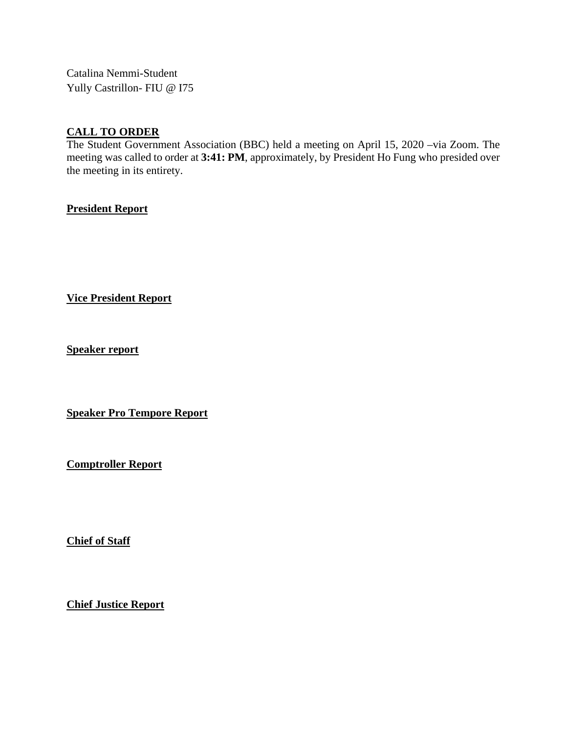Catalina Nemmi-Student
Yully Castrillon- FIU @ I75

**CALL TO ORDER**

The Student Government Association (BBC) held a meeting on April 15, 2020 –via Zoom. The meeting was called to order at **3:41: PM**, approximately, by President Ho Fung who presided over the meeting in its entirety.

**President Report**

**Vice President Report**

**Speaker report**

**Speaker Pro Tempore Report**

**Comptroller Report**

**Chief of Staff**

**Chief Justice Report**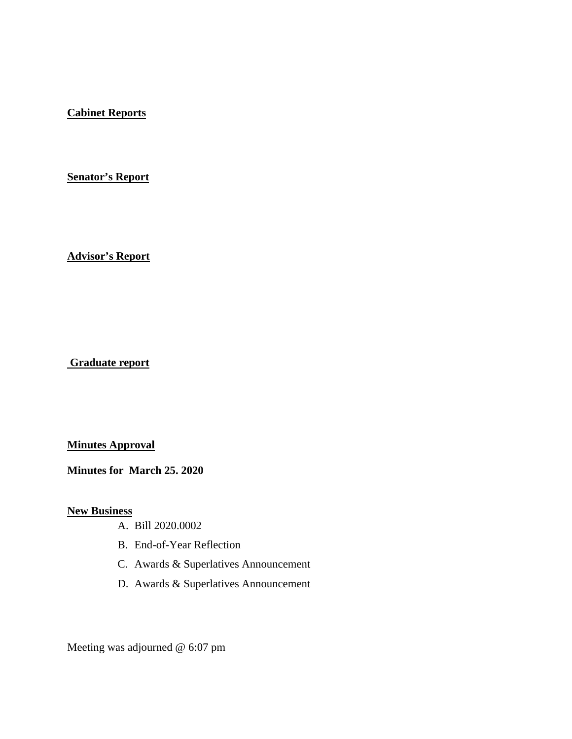**Cabinet Reports**

**Senator's Report**

**Advisor's Report**

**Graduate report**

**Minutes Approval**

**Minutes for March 25. 2020**

**New Business**

A. Bill 2020.0002
B. End-of-Year Reflection
C. Awards & Superlatives Announcement
D. Awards & Superlatives Announcement

Meeting was adjourned @ 6:07 pm